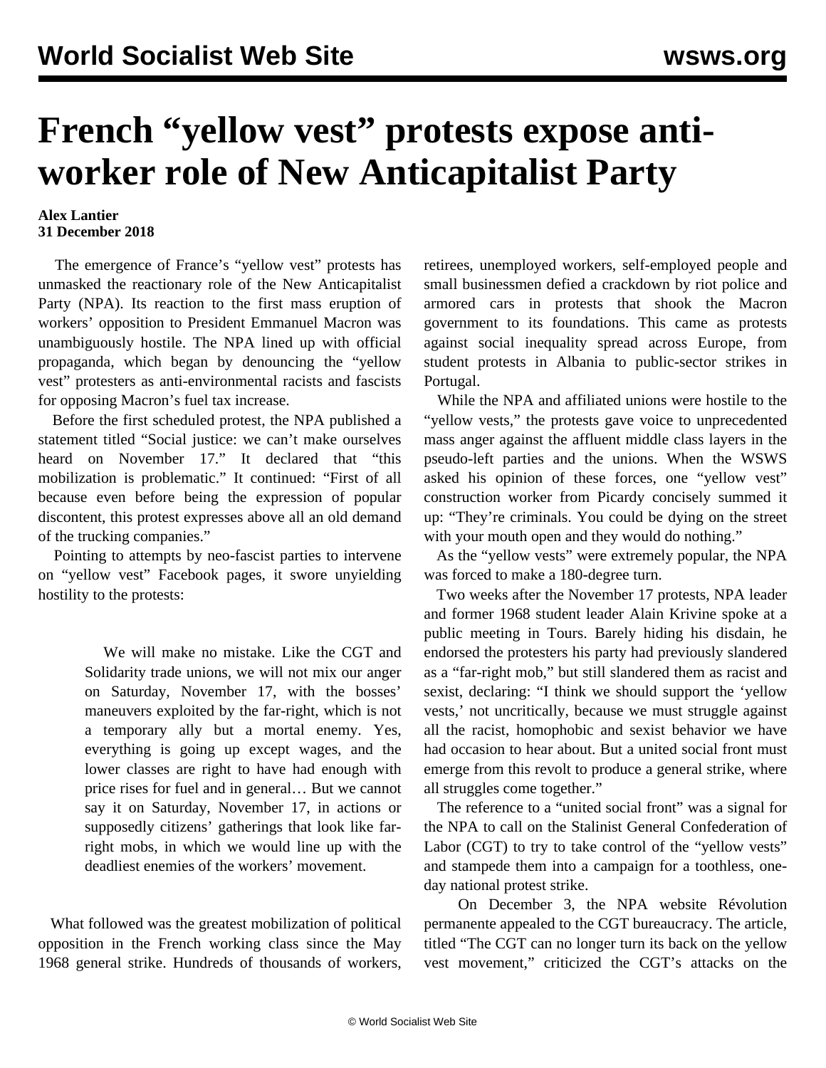# French "yellow vest" protests expose anti-worker role of New Anticapitalist Party

**Alex Lantier**
**31 December 2018**

The emergence of France's "yellow vest" protests has unmasked the reactionary role of the New Anticapitalist Party (NPA). Its reaction to the first mass eruption of workers' opposition to President Emmanuel Macron was unambiguously hostile. The NPA lined up with official propaganda, which began by denouncing the "yellow vest" protesters as anti-environmental racists and fascists for opposing Macron's fuel tax increase.

Before the first scheduled protest, the NPA published a statement titled "Social justice: we can't make ourselves heard on November 17." It declared that "this mobilization is problematic." It continued: "First of all because even before being the expression of popular discontent, this protest expresses above all an old demand of the trucking companies."

Pointing to attempts by neo-fascist parties to intervene on "yellow vest" Facebook pages, it swore unyielding hostility to the protests:

> We will make no mistake. Like the CGT and Solidarity trade unions, we will not mix our anger on Saturday, November 17, with the bosses' maneuvers exploited by the far-right, which is not a temporary ally but a mortal enemy. Yes, everything is going up except wages, and the lower classes are right to have had enough with price rises for fuel and in general… But we cannot say it on Saturday, November 17, in actions or supposedly citizens' gatherings that look like far-right mobs, in which we would line up with the deadliest enemies of the workers' movement.

What followed was the greatest mobilization of political opposition in the French working class since the May 1968 general strike. Hundreds of thousands of workers, retirees, unemployed workers, self-employed people and small businessmen defied a crackdown by riot police and armored cars in protests that shook the Macron government to its foundations. This came as protests against social inequality spread across Europe, from student protests in Albania to public-sector strikes in Portugal.

While the NPA and affiliated unions were hostile to the "yellow vests," the protests gave voice to unprecedented mass anger against the affluent middle class layers in the pseudo-left parties and the unions. When the WSWS asked his opinion of these forces, one "yellow vest" construction worker from Picardy concisely summed it up: "They're criminals. You could be dying on the street with your mouth open and they would do nothing."

As the "yellow vests" were extremely popular, the NPA was forced to make a 180-degree turn.

Two weeks after the November 17 protests, NPA leader and former 1968 student leader Alain Krivine spoke at a public meeting in Tours. Barely hiding his disdain, he endorsed the protesters his party had previously slandered as a "far-right mob," but still slandered them as racist and sexist, declaring: "I think we should support the 'yellow vests,' not uncritically, because we must struggle against all the racist, homophobic and sexist behavior we have had occasion to hear about. But a united social front must emerge from this revolt to produce a general strike, where all struggles come together."

The reference to a "united social front" was a signal for the NPA to call on the Stalinist General Confederation of Labor (CGT) to try to take control of the "yellow vests" and stampede them into a campaign for a toothless, one-day national protest strike.

On December 3, the NPA website Révolution permanente appealed to the CGT bureaucracy. The article, titled "The CGT can no longer turn its back on the yellow vest movement," criticized the CGT's attacks on the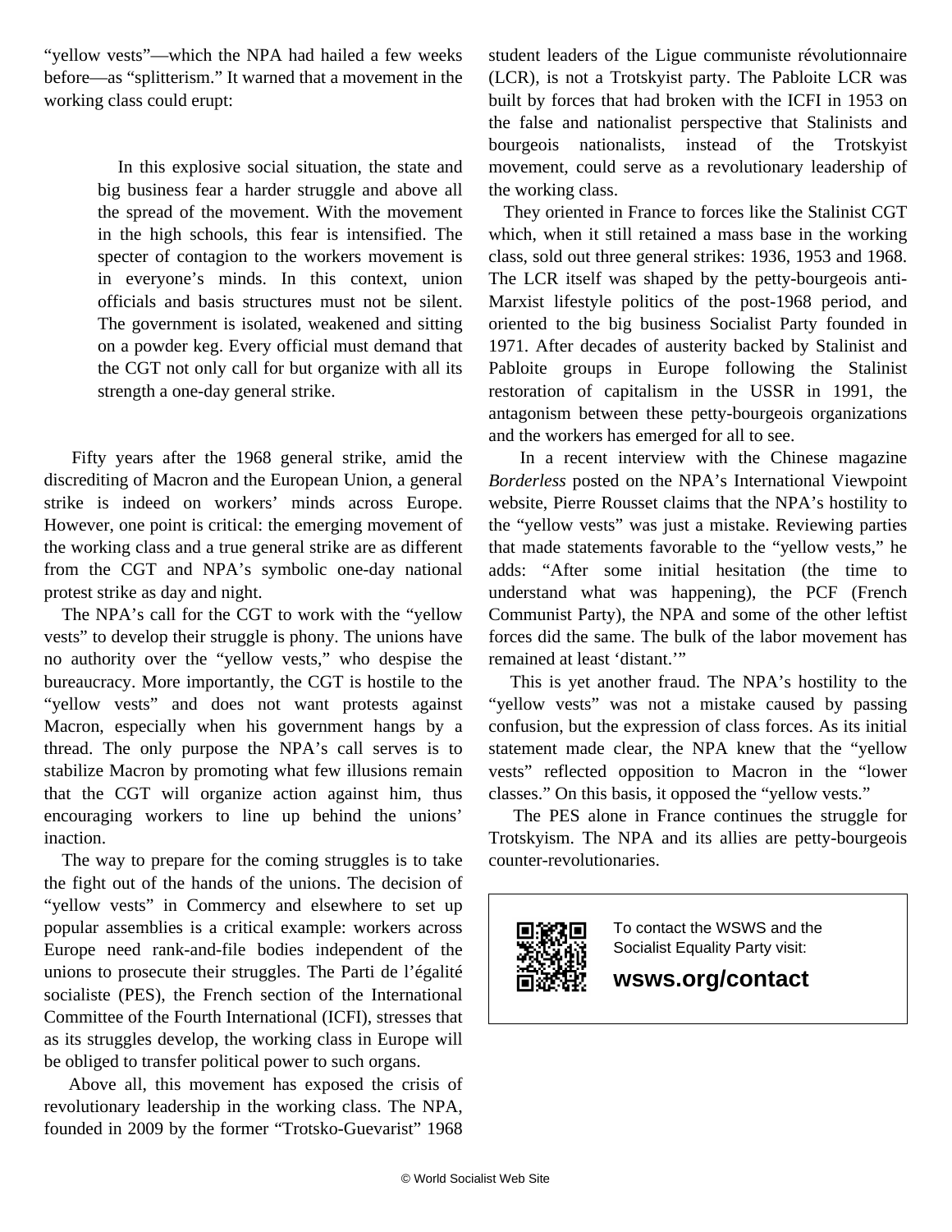"yellow vests"—which the NPA had hailed a few weeks before—as "splitterism." It warned that a movement in the working class could erupt:

> In this explosive social situation, the state and big business fear a harder struggle and above all the spread of the movement. With the movement in the high schools, this fear is intensified. The specter of contagion to the workers movement is in everyone's minds. In this context, union officials and basis structures must not be silent. The government is isolated, weakened and sitting on a powder keg. Every official must demand that the CGT not only call for but organize with all its strength a one-day general strike.

Fifty years after the 1968 general strike, amid the discrediting of Macron and the European Union, a general strike is indeed on workers' minds across Europe. However, one point is critical: the emerging movement of the working class and a true general strike are as different from the CGT and NPA's symbolic one-day national protest strike as day and night.

The NPA's call for the CGT to work with the "yellow vests" to develop their struggle is phony. The unions have no authority over the "yellow vests," who despise the bureaucracy. More importantly, the CGT is hostile to the "yellow vests" and does not want protests against Macron, especially when his government hangs by a thread. The only purpose the NPA's call serves is to stabilize Macron by promoting what few illusions remain that the CGT will organize action against him, thus encouraging workers to line up behind the unions' inaction.

The way to prepare for the coming struggles is to take the fight out of the hands of the unions. The decision of "yellow vests" in Commercy and elsewhere to set up popular assemblies is a critical example: workers across Europe need rank-and-file bodies independent of the unions to prosecute their struggles. The Parti de l'égalité socialiste (PES), the French section of the International Committee of the Fourth International (ICFI), stresses that as its struggles develop, the working class in Europe will be obliged to transfer political power to such organs.

Above all, this movement has exposed the crisis of revolutionary leadership in the working class. The NPA, founded in 2009 by the former "Trotsko-Guevarist" 1968 student leaders of the Ligue communiste révolutionnaire (LCR), is not a Trotskyist party. The Pabloite LCR was built by forces that had broken with the ICFI in 1953 on the false and nationalist perspective that Stalinists and bourgeois nationalists, instead of the Trotskyist movement, could serve as a revolutionary leadership of the working class.

They oriented in France to forces like the Stalinist CGT which, when it still retained a mass base in the working class, sold out three general strikes: 1936, 1953 and 1968. The LCR itself was shaped by the petty-bourgeois anti-Marxist lifestyle politics of the post-1968 period, and oriented to the big business Socialist Party founded in 1971. After decades of austerity backed by Stalinist and Pabloite groups in Europe following the Stalinist restoration of capitalism in the USSR in 1991, the antagonism between these petty-bourgeois organizations and the workers has emerged for all to see.

In a recent interview with the Chinese magazine *Borderless* posted on the NPA's International Viewpoint website, Pierre Rousset claims that the NPA's hostility to the "yellow vests" was just a mistake. Reviewing parties that made statements favorable to the "yellow vests," he adds: "After some initial hesitation (the time to understand what was happening), the PCF (French Communist Party), the NPA and some of the other leftist forces did the same. The bulk of the labor movement has remained at least 'distant.'"

This is yet another fraud. The NPA's hostility to the "yellow vests" was not a mistake caused by passing confusion, but the expression of class forces. As its initial statement made clear, the NPA knew that the "yellow vests" reflected opposition to Macron in the "lower classes." On this basis, it opposed the "yellow vests."

The PES alone in France continues the struggle for Trotskyism. The NPA and its allies are petty-bourgeois counter-revolutionaries.

To contact the WSWS and the Socialist Equality Party visit:

**wsws.org/contact**